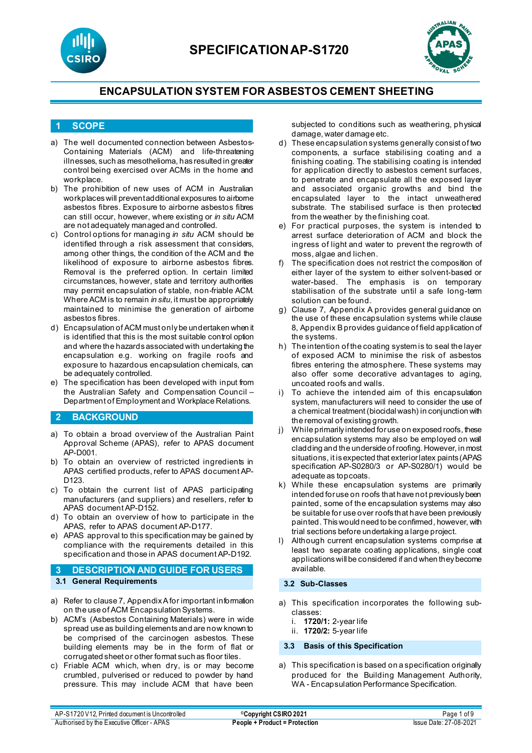# SPECIFICATION AP-S1720

## ENCAPSULATION SYSTEM FOR ASBESTOS CEMENT SHEETING

## 1 SCOPE

a) The well documented connection between Asbestos-Containing Materials (ACM) and life-threatening illnesses, such as mesothelioma, has resulted in greater control being exercised over ACMs in the home and workplace.

b) The prohibition of new uses of ACM in Australian workplaces will prevent additional exposures to airborne asbestos fibres. Exposure to airborne asbestos fibres can still occur, however, where existing or *in situ* ACM are not adequately managed and controlled.

c) Control options for managing *in situ* ACM should be identified through a risk assessment that considers, among other things, the condition of the ACM and the likelihood of exposure to airborne asbestos fibres. Removal is the preferred option. In certain limited circumstances, however, state and territory authorities may permit encapsulation of stable, non-friable ACM. Where ACM is to remain *in situ*, it must be appropriately maintained to minimise the generation of airborne asbestos fibres.

d) Encapsulation of ACM must only be undertaken when it is identified that this is the most suitable control option and where the hazards associated with undertaking the encapsulation e.g. working on fragile roofs and exposure to hazardous encapsulation chemicals, can be adequately controlled.

e) The specification has been developed with input from the Australian Safety and Compensation Council – Department of Employment and Workplace Relations.

## 2 BACKGROUND

a) To obtain a broad overview of the Australian Paint Approval Scheme (APAS), refer to APAS document AP-D001.

b) To obtain an overview of restricted ingredients in APAS certified products, refer to APAS document AP-D123.

c) To obtain the current list of APAS participating manufacturers (and suppliers) and resellers, refer to APAS document AP-D152.

d) To obtain an overview of how to participate in the APAS, refer to APAS document AP-D177.

e) APAS approval to this specification may be gained by compliance with the requirements detailed in this specification and those in APAS document AP-D192.

## 3 DESCRIPTION AND GUIDE FOR USERS

### 3.1 General Requirements

a) Refer to clause 7, Appendix A for important information on the use of ACM Encapsulation Systems.

b) ACM's (Asbestos Containing Materials) were in wide spread use as building elements and are now known to be comprised of the carcinogen asbestos. These building elements may be in the form of flat or corrugated sheet or other format such as floor tiles.

c) Friable ACM which, when dry, is or may become crumbled, pulverised or reduced to powder by hand pressure. This may include ACM that have been subjected to conditions such as weathering, physical damage, water damage etc.

d) These encapsulation systems generally consist of two components, a surface stabilising coating and a finishing coating. The stabilising coating is intended for application directly to asbestos cement surfaces, to penetrate and encapsulate all the exposed layer and associated organic growths and bind the encapsulated layer to the intact unweathered substrate. The stabilised surface is then protected from the weather by the finishing coat.

e) For practical purposes, the system is intended to arrest surface deterioration of ACM and block the ingress of light and water to prevent the regrowth of moss, algae and lichen.

f) The specification does not restrict the composition of either layer of the system to either solvent-based or water-based. The emphasis is on temporary stabilisation of the substrate until a safe long-term solution can be found.

g) Clause 7, Appendix A provides general guidance on the use of these encapsulation systems while clause 8, Appendix B provides guidance of field application of the systems.

h) The intention of the coating system is to seal the layer of exposed ACM to minimise the risk of asbestos fibres entering the atmosphere. These systems may also offer some decorative advantages to aging, uncoated roofs and walls.

i) To achieve the intended aim of this encapsulation system, manufacturers will need to consider the use of a chemical treatment (biocidal wash) in conjunction with the removal of existing growth.

j) While primarily intended for use on exposed roofs, these encapsulation systems may also be employed on wall cladding and the underside of roofing. However, in most situations, it is expected that exterior latex paints (APAS specification AP-S0280/3 or AP-S0280/1) would be adequate as topcoats.

k) While these encapsulation systems are primarily intended for use on roofs that have not previously been painted, some of the encapsulation systems may also be suitable for use over roofs that have been previously painted. This would need to be confirmed, however, with trial sections before undertaking a large project.

l) Although current encapsulation systems comprise at least two separate coating applications, single coat applications will be considered if and when they become available.

### 3.2 Sub-Classes

a) This specification incorporates the following sub-classes:
   i. **1720/1:** 2-year life
   ii. **1720/2:** 5-year life

### 3.3 Basis of this Specification

a) This specification is based on a specification originally produced for the Building Management Authority, WA - Encapsulation Performance Specification.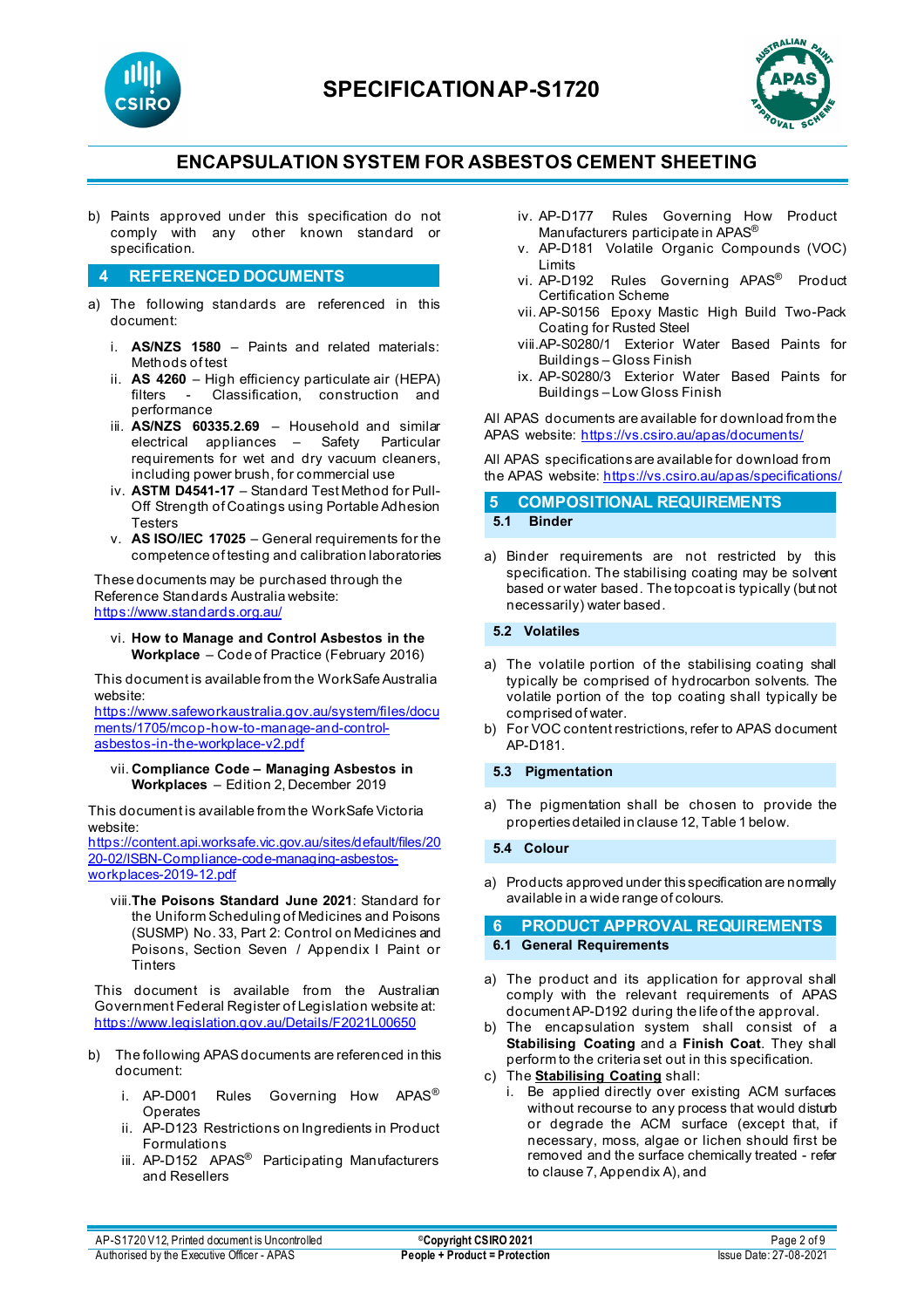b) Paints approved under this specification do not comply with any other known standard or specification.

## 4 REFERENCED DOCUMENTS

a) The following standards are referenced in this document:

   i. **AS/NZS 1580** – Paints and related materials: Methods of test
   ii. **AS 4260** – High efficiency particulate air (HEPA) filters - Classification, construction and performance
   iii. **AS/NZS 60335.2.69** – Household and similar electrical appliances – Safety Particular requirements for wet and dry vacuum cleaners, including power brush, for commercial use
   iv. **ASTM D4541-17** – Standard Test Method for Pull-Off Strength of Coatings using Portable Adhesion Testers
   v. **AS ISO/IEC 17025** – General requirements for the competence of testing and calibration laboratories

These documents may be purchased through the Reference Standards Australia website: https://www.standards.org.au/

   vi. **How to Manage and Control Asbestos in the Workplace** – Code of Practice (February 2016)

This document is available from the WorkSafe Australia website: https://www.safeworkaustralia.gov.au/system/files/documents/1705/mcop-how-to-manage-and-control-asbestos-in-the-workplace-v2.pdf

   vii. **Compliance Code – Managing Asbestos in Workplaces** – Edition 2, December 2019

This document is available from the WorkSafe Victoria website: https://content.api.worksafe.vic.gov.au/sites/default/files/2020-02/ISBN-Compliance-code-managing-asbestos-workplaces-2019-12.pdf

   viii. **The Poisons Standard June 2021**: Standard for the Uniform Scheduling of Medicines and Poisons (SUSMP) No. 33, Part 2: Control on Medicines and Poisons, Section Seven / Appendix I Paint or Tinters

This document is available from the Australian Government Federal Register of Legislation website at: https://www.legislation.gov.au/Details/F2021L00650

b) The following APAS documents are referenced in this document:

   i. AP-D001 Rules Governing How APAS® Operates
   ii. AP-D123 Restrictions on Ingredients in Product Formulations
   iii. AP-D152 APAS® Participating Manufacturers and Resellers
   iv. AP-D177 Rules Governing How Product Manufacturers participate in APAS®
   v. AP-D181 Volatile Organic Compounds (VOC) Limits
   vi. AP-D192 Rules Governing APAS® Product Certification Scheme
   vii. AP-S0156 Epoxy Mastic High Build Two-Pack Coating for Rusted Steel
   viii. AP-S0280/1 Exterior Water Based Paints for Buildings – Gloss Finish
   ix. AP-S0280/3 Exterior Water Based Paints for Buildings – Low Gloss Finish

All APAS documents are available for download from the APAS website: https://vs.csiro.au/apas/documents/

All APAS specifications are available for download from the APAS website: https://vs.csiro.au/apas/specifications/

## 5 COMPOSITIONAL REQUIREMENTS

### 5.1 Binder

a) Binder requirements are not restricted by this specification. The stabilising coating may be solvent based or water based. The topcoat is typically (but not necessarily) water based.

### 5.2 Volatiles

a) The volatile portion of the stabilising coating shall typically be comprised of hydrocarbon solvents. The volatile portion of the top coating shall typically be comprised of water.
b) For VOC content restrictions, refer to APAS document AP-D181.

### 5.3 Pigmentation

a) The pigmentation shall be chosen to provide the properties detailed in clause 12, Table 1 below.

### 5.4 Colour

a) Products approved under this specification are normally available in a wide range of colours.

## 6 PRODUCT APPROVAL REQUIREMENTS

### 6.1 General Requirements

a) The product and its application for approval shall comply with the relevant requirements of APAS document AP-D192 during the life of the approval.
b) The encapsulation system shall consist of a **Stabilising Coating** and a **Finish Coat**. They shall perform to the criteria set out in this specification.
c) The **Stabilising Coating** shall:
   i. Be applied directly over existing ACM surfaces without recourse to any process that would disturb or degrade the ACM surface (except that, if necessary, moss, algae or lichen should first be removed and the surface chemically treated - refer to clause 7, Appendix A), and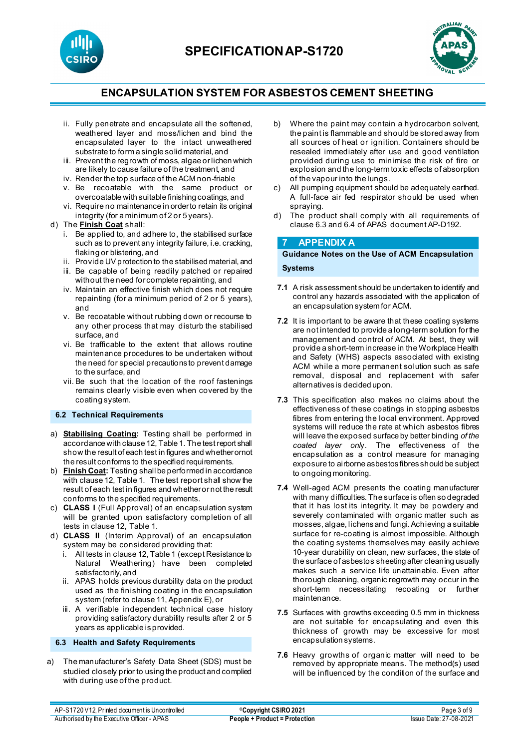ii. Fully penetrate and encapsulate all the softened, weathered layer and moss/lichen and bind the encapsulated layer to the intact unweathered substrate to form a single solid material, and
iii. Prevent the regrowth of moss, algae or lichen which are likely to cause failure of the treatment, and
iv. Render the top surface of the ACM non-friable
v. Be recoatable with the same product or overcoatable with suitable finishing coatings, and
vi. Require no maintenance in order to retain its original integrity (for a minimum of 2 or 5 years).

d) The **Finish Coat** shall:
i. Be applied to, and adhere to, the stabilised surface such as to prevent any integrity failure, i.e. cracking, flaking or blistering, and
ii. Provide UV protection to the stabilised material, and
iii. Be capable of being readily patched or repaired without the need for complete repainting, and
iv. Maintain an effective finish which does not require repainting (for a minimum period of 2 or 5 years), and
v. Be recoatable without rubbing down or recourse to any other process that may disturb the stabilised surface, and
vi. Be trafficable to the extent that allows routine maintenance procedures to be undertaken without the need for special precautions to prevent damage to the surface, and
vii. Be such that the location of the roof fastenings remains clearly visible even when covered by the coating system.

### 6.2 Technical Requirements

a) **Stabilising Coating:** Testing shall be performed in accordance with clause 12, Table 1. The test report shall show the result of each test in figures and whether or not the result conforms to the specified requirements.

b) **Finish Coat:** Testing shall be performed in accordance with clause 12, Table 1. The test report shall show the result of each test in figures and whether or not the result conforms to the specified requirements.

c) **CLASS I** (Full Approval) of an encapsulation system will be granted upon satisfactory completion of all tests in clause 12, Table 1.

d) **CLASS II** (Interim Approval) of an encapsulation system may be considered providing that:
i. All tests in clause 12, Table 1 (except Resistance to Natural Weathering) have been completed satisfactorily, and
ii. APAS holds previous durability data on the product used as the finishing coating in the encapsulation system (refer to clause 11, Appendix E), or
iii. A verifiable independent technical case history providing satisfactory durability results after 2 or 5 years as applicable is provided.

### 6.3 Health and Safety Requirements

a) The manufacturer's Safety Data Sheet (SDS) must be studied closely prior to using the product and complied with during use of the product.

b) Where the paint may contain a hydrocarbon solvent, the paint is flammable and should be stored away from all sources of heat or ignition. Containers should be resealed immediately after use and good ventilation provided during use to minimise the risk of fire or explosion and the long-term toxic effects of absorption of the vapour into the lungs.

c) All pumping equipment should be adequately earthed. A full-face air fed respirator should be used when spraying.

d) The product shall comply with all requirements of clause 6.3 and 6.4 of APAS document AP-D192.

## 7 APPENDIX A

### Guidance Notes on the Use of ACM Encapsulation Systems

**7.1** A risk assessment should be undertaken to identify and control any hazards associated with the application of an encapsulation system for ACM.

**7.2** It is important to be aware that these coating systems are not intended to provide a long-term solution for the management and control of ACM. At best, they will provide a short-term increase in the Workplace Health and Safety (WHS) aspects associated with existing ACM while a more permanent solution such as safe removal, disposal and replacement with safer alternatives is decided upon.

**7.3** This specification also makes no claims about the effectiveness of these coatings in stopping asbestos fibres from entering the local environment. Approved systems will reduce the rate at which asbestos fibres will leave the exposed surface by better binding *of the coated layer only*. The effectiveness of the encapsulation as a control measure for managing exposure to airborne asbestos fibres should be subject to ongoing monitoring.

**7.4** Well-aged ACM presents the coating manufacturer with many difficulties. The surface is often so degraded that it has lost its integrity. It may be powdery and severely contaminated with organic matter such as mosses, algae, lichens and fungi. Achieving a suitable surface for re-coating is almost impossible. Although the coating systems themselves may easily achieve 10-year durability on clean, new surfaces, the state of the surface of asbestos sheeting after cleaning usually makes such a service life unattainable. Even after thorough cleaning, organic regrowth may occur in the short-term necessitating recoating or further maintenance.

**7.5** Surfaces with growths exceeding 0.5 mm in thickness are not suitable for encapsulating and even this thickness of growth may be excessive for most encapsulation systems.

**7.6** Heavy growths of organic matter will need to be removed by appropriate means. The method(s) used will be influenced by the condition of the surface and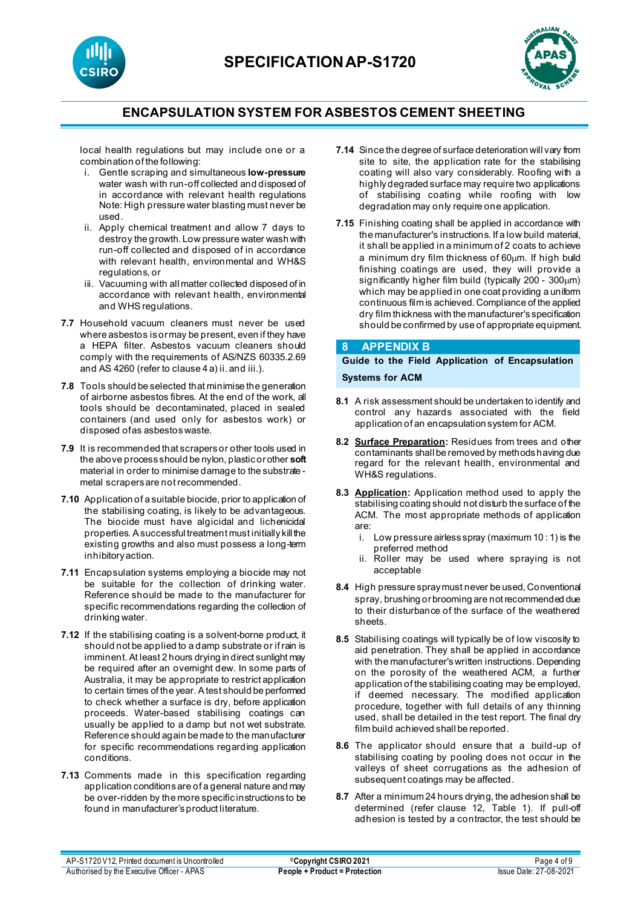local health regulations but may include one or a combination of the following:

i. Gentle scraping and simultaneous **low-pressure** water wash with run-off collected and disposed of in accordance with relevant health regulations Note: High pressure water blasting must never be used.
ii. Apply chemical treatment and allow 7 days to destroy the growth. Low pressure water wash with run-off collected and disposed of in accordance with relevant health, environmental and WH&S regulations, or
iii. Vacuuming with all matter collected disposed of in accordance with relevant health, environmental and WHS regulations.

**7.7** Household vacuum cleaners must never be used where asbestos is or may be present, even if they have a HEPA filter. Asbestos vacuum cleaners should comply with the requirements of AS/NZS 60335.2.69 and AS 4260 (refer to clause 4 a) ii. and iii.).

**7.8** Tools should be selected that minimise the generation of airborne asbestos fibres. At the end of the work, all tools should be decontaminated, placed in sealed containers (and used only for asbestos work) or disposed of as asbestos waste.

**7.9** It is recommended that scrapers or other tools used in the above process should be nylon, plastic or other **soft** material in order to minimise damage to the substrate - metal scrapers are not recommended.

**7.10** Application of a suitable biocide, prior to application of the stabilising coating, is likely to be advantageous. The biocide must have algicidal and lichenicidal properties. A successful treatment must initially kill the existing growths and also must possess a long-term inhibitory action.

**7.11** Encapsulation systems employing a biocide may not be suitable for the collection of drinking water. Reference should be made to the manufacturer for specific recommendations regarding the collection of drinking water.

**7.12** If the stabilising coating is a solvent-borne product, it should not be applied to a damp substrate or if rain is imminent. At least 2 hours drying in direct sunlight may be required after an overnight dew. In some parts of Australia, it may be appropriate to restrict application to certain times of the year. A test should be performed to check whether a surface is dry, before application proceeds. Water-based stabilising coatings can usually be applied to a damp but not wet substrate. Reference should again be made to the manufacturer for specific recommendations regarding application conditions.

**7.13** Comments made in this specification regarding application conditions are of a general nature and may be over-ridden by the more specific instructions to be found in manufacturer's product literature.

**7.14** Since the degree of surface deterioration will vary from site to site, the application rate for the stabilising coating will also vary considerably. Roofing with a highly degraded surface may require two applications of stabilising coating while roofing with low degradation may only require one application.

**7.15** Finishing coating shall be applied in accordance with the manufacturer's instructions. If a low build material, it shall be applied in a minimum of 2 coats to achieve a minimum dry film thickness of 60µm. If high build finishing coatings are used, they will provide a significantly higher film build (typically 200 - 300µm) which may be applied in one coat providing a uniform continuous film is achieved. Compliance of the applied dry film thickness with the manufacturer's specification should be confirmed by use of appropriate equipment.

## 8 APPENDIX B

**Guide to the Field Application of Encapsulation Systems for ACM**

**8.1** A risk assessment should be undertaken to identify and control any hazards associated with the field application of an encapsulation system for ACM.

**8.2** **Surface Preparation:** Residues from trees and other contaminants shall be removed by methods having due regard for the relevant health, environmental and WH&S regulations.

**8.3** **Application:** Application method used to apply the stabilising coating should not disturb the surface of the ACM. The most appropriate methods of application are:

i. Low pressure airless spray (maximum 10 : 1) is the preferred method
ii. Roller may be used where spraying is not acceptable

**8.4** High pressure spray must never be used, Conventional spray, brushing or brooming are not recommended due to their disturbance of the surface of the weathered sheets.

**8.5** Stabilising coatings will typically be of low viscosity to aid penetration. They shall be applied in accordance with the manufacturer's written instructions. Depending on the porosity of the weathered ACM, a further application of the stabilising coating may be employed, if deemed necessary. The modified application procedure, together with full details of any thinning used, shall be detailed in the test report. The final dry film build achieved shall be reported.

**8.6** The applicator should ensure that a build-up of stabilising coating by pooling does not occur in the valleys of sheet corrugations as the adhesion of subsequent coatings may be affected.

**8.7** After a minimum 24 hours drying, the adhesion shall be determined (refer clause 12, Table 1). If pull-off adhesion is tested by a contractor, the test should be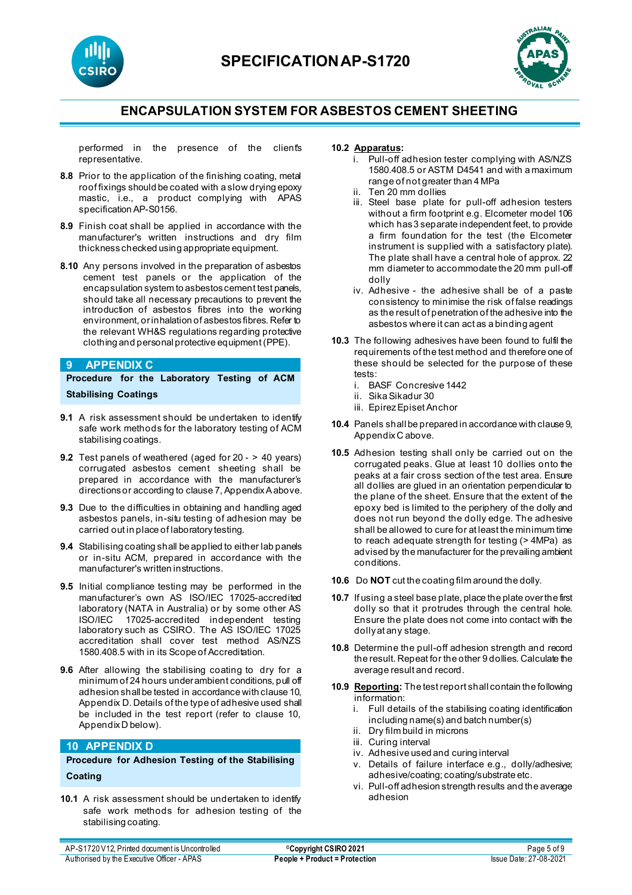performed in the presence of the client's representative.

**8.8** Prior to the application of the finishing coating, metal roof fixings should be coated with a slow drying epoxy mastic, i.e., a product complying with APAS specification AP-S0156.

**8.9** Finish coat shall be applied in accordance with the manufacturer's written instructions and dry film thickness checked using appropriate equipment.

**8.10** Any persons involved in the preparation of asbestos cement test panels or the application of the encapsulation system to asbestos cement test panels, should take all necessary precautions to prevent the introduction of asbestos fibres into the working environment, or inhalation of asbestos fibres. Refer to the relevant WH&S regulations regarding protective clothing and personal protective equipment (PPE).

## 9 APPENDIX C

**Procedure for the Laboratory Testing of ACM Stabilising Coatings**

**9.1** A risk assessment should be undertaken to identify safe work methods for the laboratory testing of ACM stabilising coatings.

**9.2** Test panels of weathered (aged for 20 - > 40 years) corrugated asbestos cement sheeting shall be prepared in accordance with the manufacturer's directions or according to clause 7, Appendix A above.

**9.3** Due to the difficulties in obtaining and handling aged asbestos panels, in-situ testing of adhesion may be carried out in place of laboratory testing.

**9.4** Stabilising coating shall be applied to either lab panels or in-situ ACM, prepared in accordance with the manufacturer's written instructions.

**9.5** Initial compliance testing may be performed in the manufacturer's own AS ISO/IEC 17025-accredited laboratory (NATA in Australia) or by some other AS ISO/IEC 17025-accredited independent testing laboratory such as CSIRO. The AS ISO/IEC 17025 accreditation shall cover test method AS/NZS 1580.408.5 with in its Scope of Accreditation.

**9.6** After allowing the stabilising coating to dry for a minimum of 24 hours under ambient conditions, pull off adhesion shall be tested in accordance with clause 10, Appendix D. Details of the type of adhesive used shall be included in the test report (refer to clause 10, Appendix D below).

## 10 APPENDIX D

**Procedure for Adhesion Testing of the Stabilising Coating**

**10.1** A risk assessment should be undertaken to identify safe work methods for adhesion testing of the stabilising coating.

**10.2** __Apparatus__:

i. Pull-off adhesion tester complying with AS/NZS 1580.408.5 or ASTM D4541 and with a maximum range of not greater than 4 MPa
ii. Ten 20 mm dollies
iii. Steel base plate for pull-off adhesion testers without a firm footprint e.g. Elcometer model 106 which has 3 separate independent feet, to provide a firm foundation for the test (the Elcometer instrument is supplied with a satisfactory plate). The plate shall have a central hole of approx. 22 mm diameter to accommodate the 20 mm pull-off dolly
iv. Adhesive - the adhesive shall be of a paste consistency to minimise the risk of false readings as the result of penetration of the adhesive into the asbestos where it can act as a binding agent

**10.3** The following adhesives have been found to fulfil the requirements of the test method and therefore one of these should be selected for the purpose of these tests:

i. BASF Concresive 1442
ii. Sika Sikadur 30
iii. Epirez Episet Anchor

**10.4** Panels shall be prepared in accordance with clause 9, Appendix C above.

**10.5** Adhesion testing shall only be carried out on the corrugated peaks. Glue at least 10 dollies onto the peaks at a fair cross section of the test area. Ensure all dollies are glued in an orientation perpendicular to the plane of the sheet. Ensure that the extent of the epoxy bed is limited to the periphery of the dolly and does not run beyond the dolly edge. The adhesive shall be allowed to cure for at least the minimum time to reach adequate strength for testing (> 4MPa) as advised by the manufacturer for the prevailing ambient conditions.

**10.6** Do **NOT** cut the coating film around the dolly.

**10.7** If using a steel base plate, place the plate over the first dolly so that it protrudes through the central hole. Ensure the plate does not come into contact with the dolly at any stage.

**10.8** Determine the pull-off adhesion strength and record the result. Repeat for the other 9 dollies. Calculate the average result and record.

**10.9** __Reporting__: The test report shall contain the following information:

i. Full details of the stabilising coating identification including name(s) and batch number(s)
ii. Dry film build in microns
iii. Curing interval
iv. Adhesive used and curing interval
v. Details of failure interface e.g., dolly/adhesive; adhesive/coating; coating/substrate etc.
vi. Pull-off adhesion strength results and the average adhesion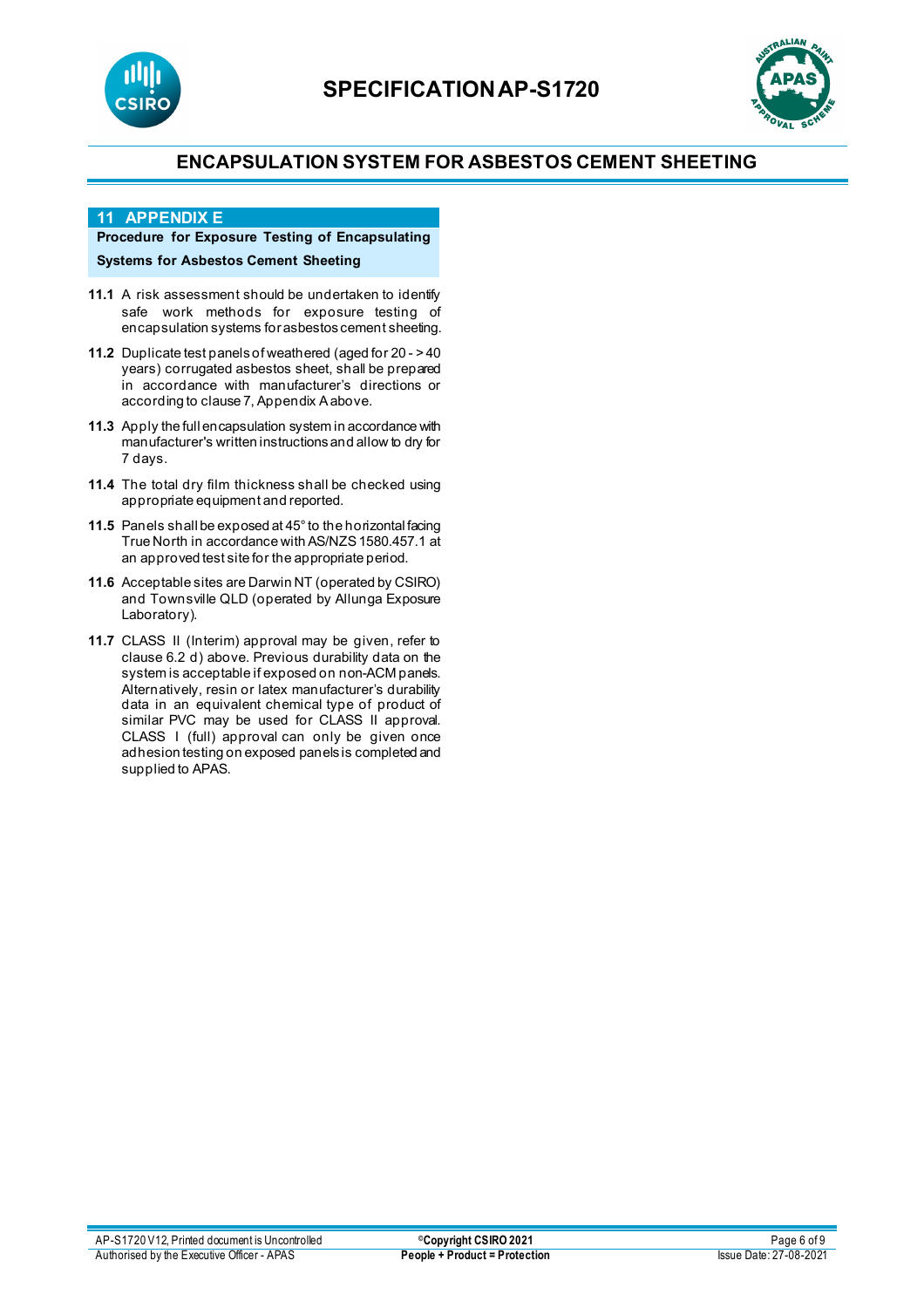## 11 APPENDIX E

**Procedure for Exposure Testing of Encapsulating Systems for Asbestos Cement Sheeting**

**11.1** A risk assessment should be undertaken to identify safe work methods for exposure testing of encapsulation systems for asbestos cement sheeting.

**11.2** Duplicate test panels of weathered (aged for 20 - > 40 years) corrugated asbestos sheet, shall be prepared in accordance with manufacturer's directions or according to clause 7, Appendix A above.

**11.3** Apply the full encapsulation system in accordance with manufacturer's written instructions and allow to dry for 7 days.

**11.4** The total dry film thickness shall be checked using appropriate equipment and reported.

**11.5** Panels shall be exposed at 45° to the horizontal facing True North in accordance with AS/NZS 1580.457.1 at an approved test site for the appropriate period.

**11.6** Acceptable sites are Darwin NT (operated by CSIRO) and Townsville QLD (operated by Allunga Exposure Laboratory).

**11.7** CLASS II (Interim) approval may be given, refer to clause 6.2 d) above. Previous durability data on the system is acceptable if exposed on non-ACM panels. Alternatively, resin or latex manufacturer's durability data in an equivalent chemical type of product of similar PVC may be used for CLASS II approval. CLASS I (full) approval can only be given once adhesion testing on exposed panels is completed and supplied to APAS.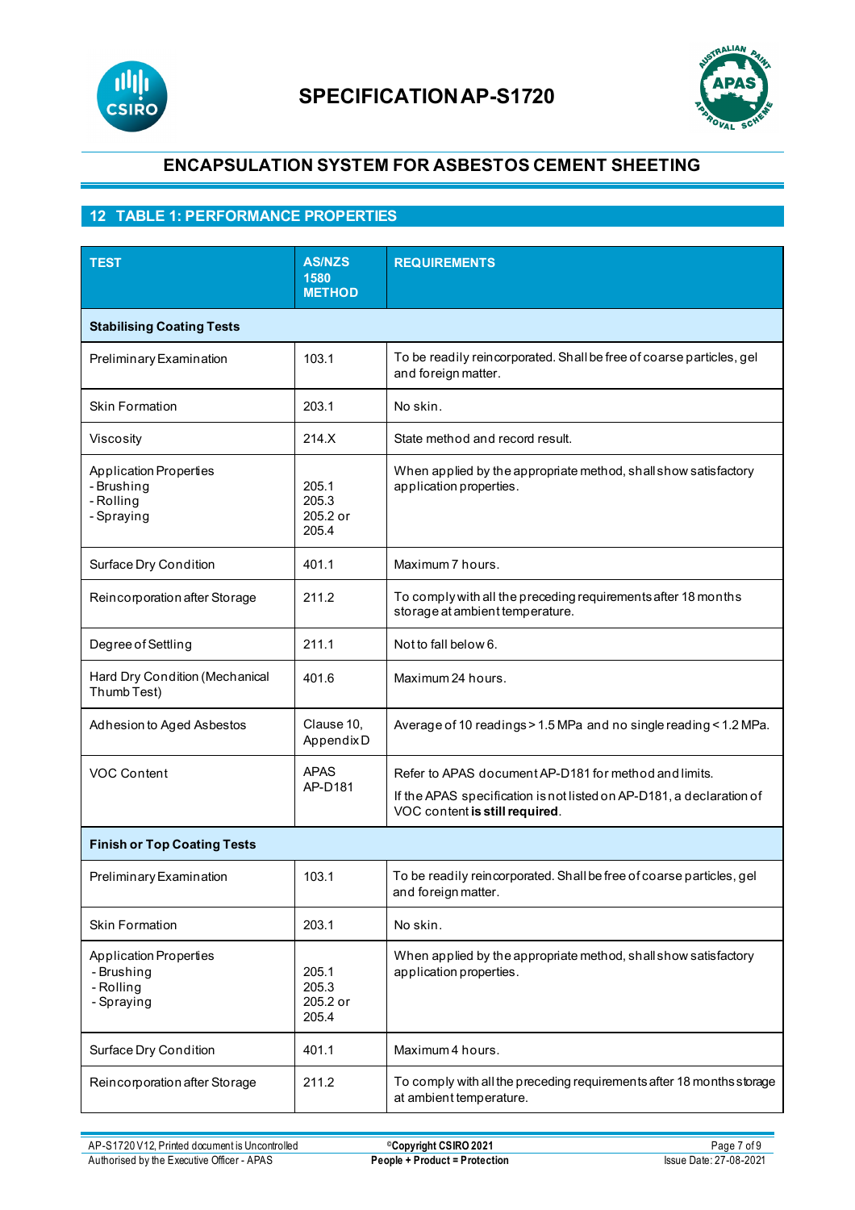## 12 TABLE 1: PERFORMANCE PROPERTIES

| TEST | AS/NZS 1580 METHOD | REQUIREMENTS |
|---|---|---|
| **Stabilising Coating Tests** | | |
| Preliminary Examination | 103.1 | To be readily reincorporated. Shall be free of coarse particles, gel and foreign matter. |
| Skin Formation | 203.1 | No skin. |
| Viscosity | 214.X | State method and record result. |
| Application Properties<br>- Brushing<br>- Rolling<br>- Spraying | <br>205.1<br>205.3<br>205.2 or<br>205.4 | When applied by the appropriate method, shall show satisfactory application properties. |
| Surface Dry Condition | 401.1 | Maximum 7 hours. |
| Reincorporation after Storage | 211.2 | To comply with all the preceding requirements after 18 months storage at ambient temperature. |
| Degree of Settling | 211.1 | Not to fall below 6. |
| Hard Dry Condition (Mechanical Thumb Test) | 401.6 | Maximum 24 hours. |
| Adhesion to Aged Asbestos | Clause 10, Appendix D | Average of 10 readings > 1.5 MPa and no single reading < 1.2 MPa. |
| VOC Content | APAS AP-D181 | Refer to APAS document AP-D181 for method and limits.<br>If the APAS specification is not listed on AP-D181, a declaration of VOC content **is still required**. |
| **Finish or Top Coating Tests** | | |
| Preliminary Examination | 103.1 | To be readily reincorporated. Shall be free of coarse particles, gel and foreign matter. |
| Skin Formation | 203.1 | No skin. |
| Application Properties<br>- Brushing<br>- Rolling<br>- Spraying | <br>205.1<br>205.3<br>205.2 or<br>205.4 | When applied by the appropriate method, shall show satisfactory application properties. |
| Surface Dry Condition | 401.1 | Maximum 4 hours. |
| Reincorporation after Storage | 211.2 | To comply with all the preceding requirements after 18 months storage at ambient temperature. |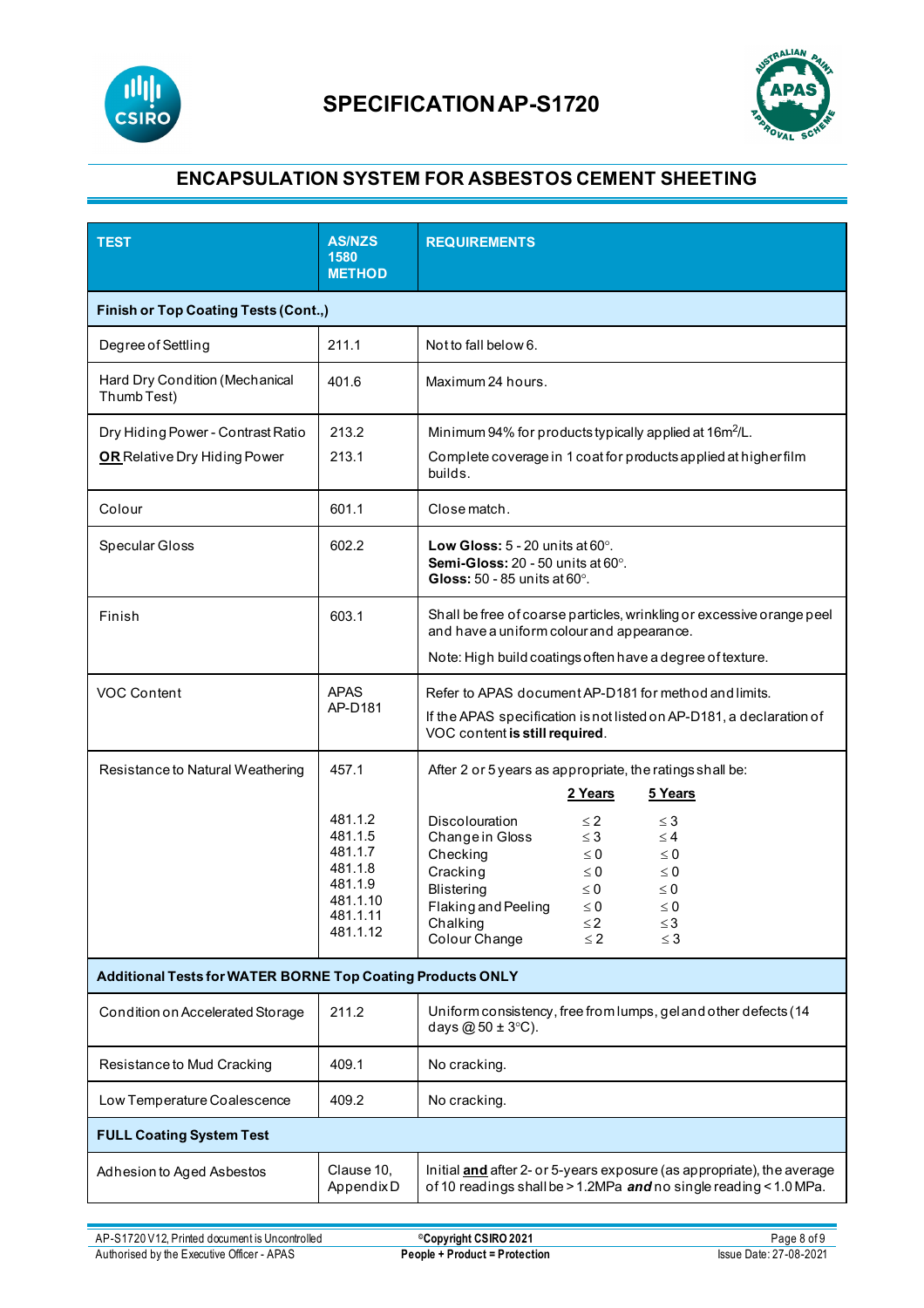# SPECIFICATION AP-S1720

## ENCAPSULATION SYSTEM FOR ASBESTOS CEMENT SHEETING

| TEST | AS/NZS 1580 METHOD | REQUIREMENTS |
|---|---|---|
| **Finish or Top Coating Tests (Cont.,)** | | |
| Degree of Settling | 211.1 | Not to fall below 6. |
| Hard Dry Condition (Mechanical Thumb Test) | 401.6 | Maximum 24 hours. |
| Dry Hiding Power - Contrast Ratio<br>**OR** Relative Dry Hiding Power | 213.2<br>213.1 | Minimum 94% for products typically applied at 16m²/L.<br>Complete coverage in 1 coat for products applied at higher film builds. |
| Colour | 601.1 | Close match. |
| Specular Gloss | 602.2 | **Low Gloss:** 5 - 20 units at 60°.<br>**Semi-Gloss:** 20 - 50 units at 60°.<br>**Gloss:** 50 - 85 units at 60°. |
| Finish | 603.1 | Shall be free of coarse particles, wrinkling or excessive orange peel and have a uniform colour and appearance.<br>Note: High build coatings often have a degree of texture. |
| VOC Content | APAS AP-D181 | Refer to APAS document AP-D181 for method and limits.<br>If the APAS specification is not listed on AP-D181, a declaration of VOC content **is still required**. |
| Resistance to Natural Weathering | 457.1 | After 2 or 5 years as appropriate, the ratings shall be: |
| | | **2 Years** / **5 Years** |
| | 481.1.2 | Discolouration: ≤ 2 / ≤ 3 |
| | 481.1.5 | Change in Gloss: ≤ 3 / ≤ 4 |
| | 481.1.7 | Checking: ≤ 0 / ≤ 0 |
| | 481.1.8 | Cracking: ≤ 0 / ≤ 0 |
| | 481.1.9 | Blistering: ≤ 0 / ≤ 0 |
| | 481.1.10 | Flaking and Peeling: ≤ 0 / ≤ 0 |
| | 481.1.11 | Chalking: ≤ 2 / ≤ 3 |
| | 481.1.12 | Colour Change: ≤ 2 / ≤ 3 |
| **Additional Tests for WATER BORNE Top Coating Products ONLY** | | |
| Condition on Accelerated Storage | 211.2 | Uniform consistency, free from lumps, gel and other defects (14 days @ 50 ± 3°C). |
| Resistance to Mud Cracking | 409.1 | No cracking. |
| Low Temperature Coalescence | 409.2 | No cracking. |
| **FULL Coating System Test** | | |
| Adhesion to Aged Asbestos | Clause 10, Appendix D | Initial **and** after 2- or 5-years exposure (as appropriate), the average of 10 readings shall be > 1.2MPa ***and*** no single reading < 1.0 MPa. |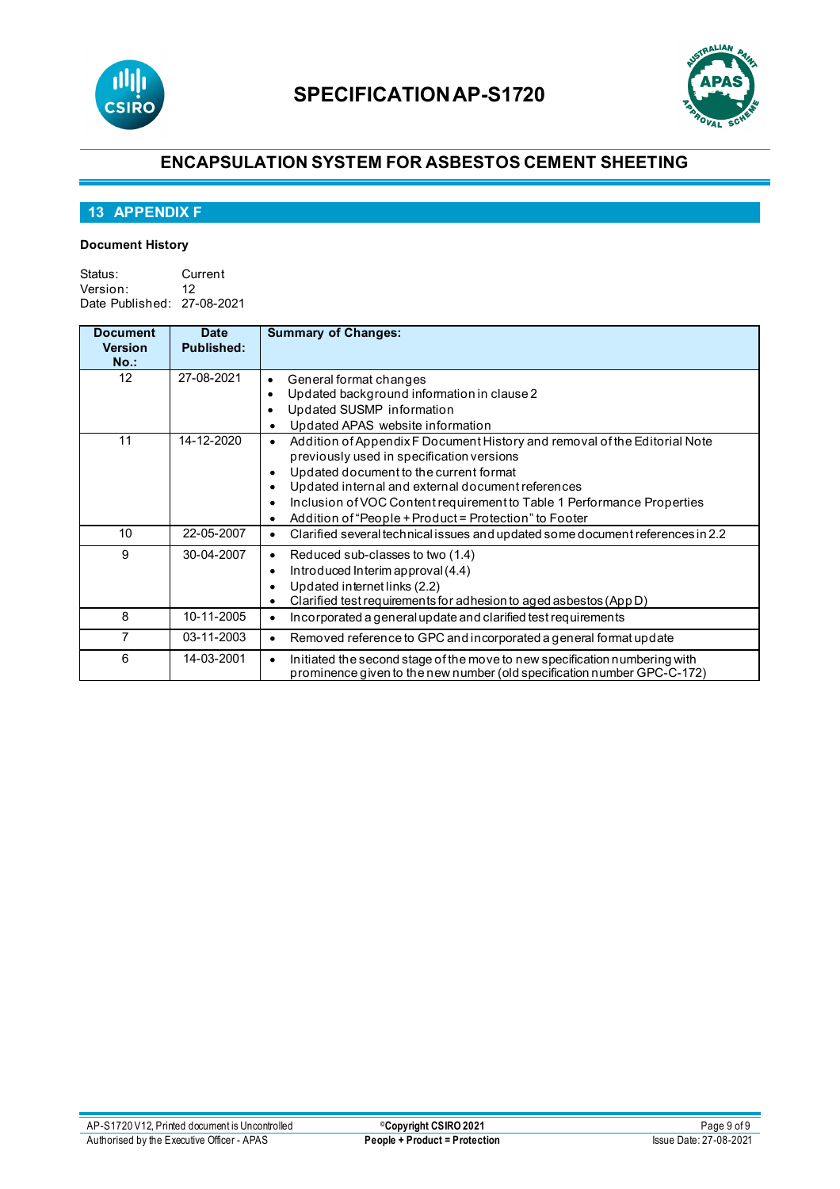## 13 APPENDIX F

**Document History**

Status: Current
Version: 12
Date Published: 27-08-2021

| Document Version No.: | Date Published: | Summary of Changes: |
|---|---|---|
| 12 | 27-08-2021 | • General format changes<br>• Updated background information in clause 2<br>• Updated SUSMP information<br>• Updated APAS website information |
| 11 | 14-12-2020 | • Addition of Appendix F Document History and removal of the Editorial Note previously used in specification versions<br>• Updated document to the current format<br>• Updated internal and external document references<br>• Inclusion of VOC Content requirement to Table 1 Performance Properties<br>• Addition of "People + Product = Protection" to Footer |
| 10 | 22-05-2007 | • Clarified several technical issues and updated some document references in 2.2 |
| 9 | 30-04-2007 | • Reduced sub-classes to two (1.4)<br>• Introduced Interim approval (4.4)<br>• Updated internet links (2.2)<br>• Clarified test requirements for adhesion to aged asbestos (App D) |
| 8 | 10-11-2005 | • Incorporated a general update and clarified test requirements |
| 7 | 03-11-2003 | • Removed reference to GPC and incorporated a general format update |
| 6 | 14-03-2001 | • Initiated the second stage of the move to new specification numbering with prominence given to the new number (old specification number GPC-C-172) |